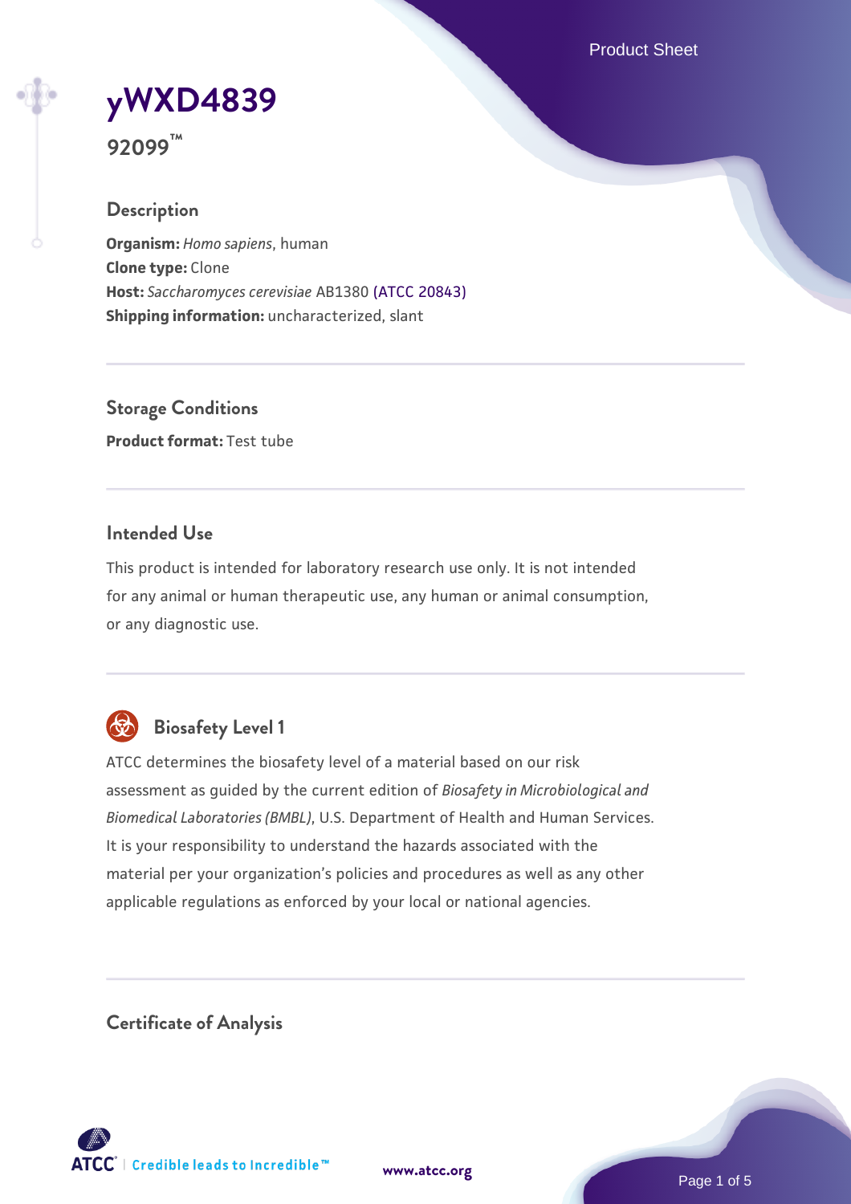# yWXD4839

**92099™**

## Description

**Organism:** *Homo sapiens*, human
**Clone type:** Clone
**Host:** *Saccharomyces cerevisiae* AB1380 (ATCC 20843)
**Shipping information:** uncharacterized, slant

## Storage Conditions

**Product format:** Test tube

## Intended Use

This product is intended for laboratory research use only. It is not intended for any animal or human therapeutic use, any human or animal consumption, or any diagnostic use.

## Biosafety Level 1

ATCC determines the biosafety level of a material based on our risk assessment as guided by the current edition of *Biosafety in Microbiological and Biomedical Laboratories (BMBL)*, U.S. Department of Health and Human Services. It is your responsibility to understand the hazards associated with the material per your organization's policies and procedures as well as any other applicable regulations as enforced by your local or national agencies.

## Certificate of Analysis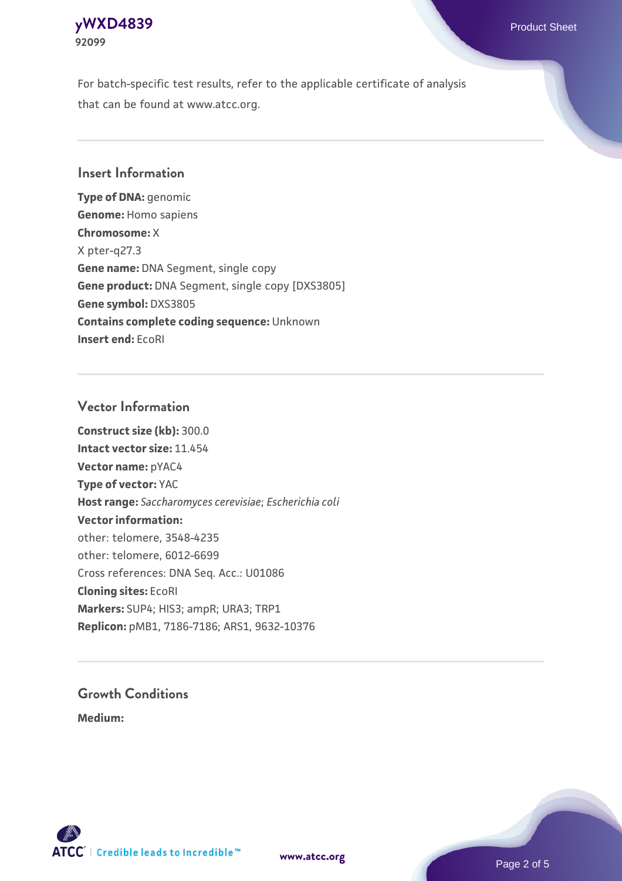For batch-specific test results, refer to the applicable certificate of analysis that can be found at www.atcc.org.

## Insert Information

**Type of DNA:** genomic
**Genome:** Homo sapiens
**Chromosome:** X
X pter-q27.3
**Gene name:** DNA Segment, single copy
**Gene product:** DNA Segment, single copy [DXS3805]
**Gene symbol:** DXS3805
**Contains complete coding sequence:** Unknown
**Insert end:** EcoRI

## Vector Information

**Construct size (kb):** 300.0
**Intact vector size:** 11.454
**Vector name:** pYAC4
**Type of vector:** YAC
**Host range:** *Saccharomyces cerevisiae*; *Escherichia coli*
**Vector information:**
other: telomere, 3548-4235
other: telomere, 6012-6699
Cross references: DNA Seq. Acc.: U01086
**Cloning sites:** EcoRI
**Markers:** SUP4; HIS3; ampR; URA3; TRP1
**Replicon:** pMB1, 7186-7186; ARS1, 9632-10376

## Growth Conditions

**Medium:**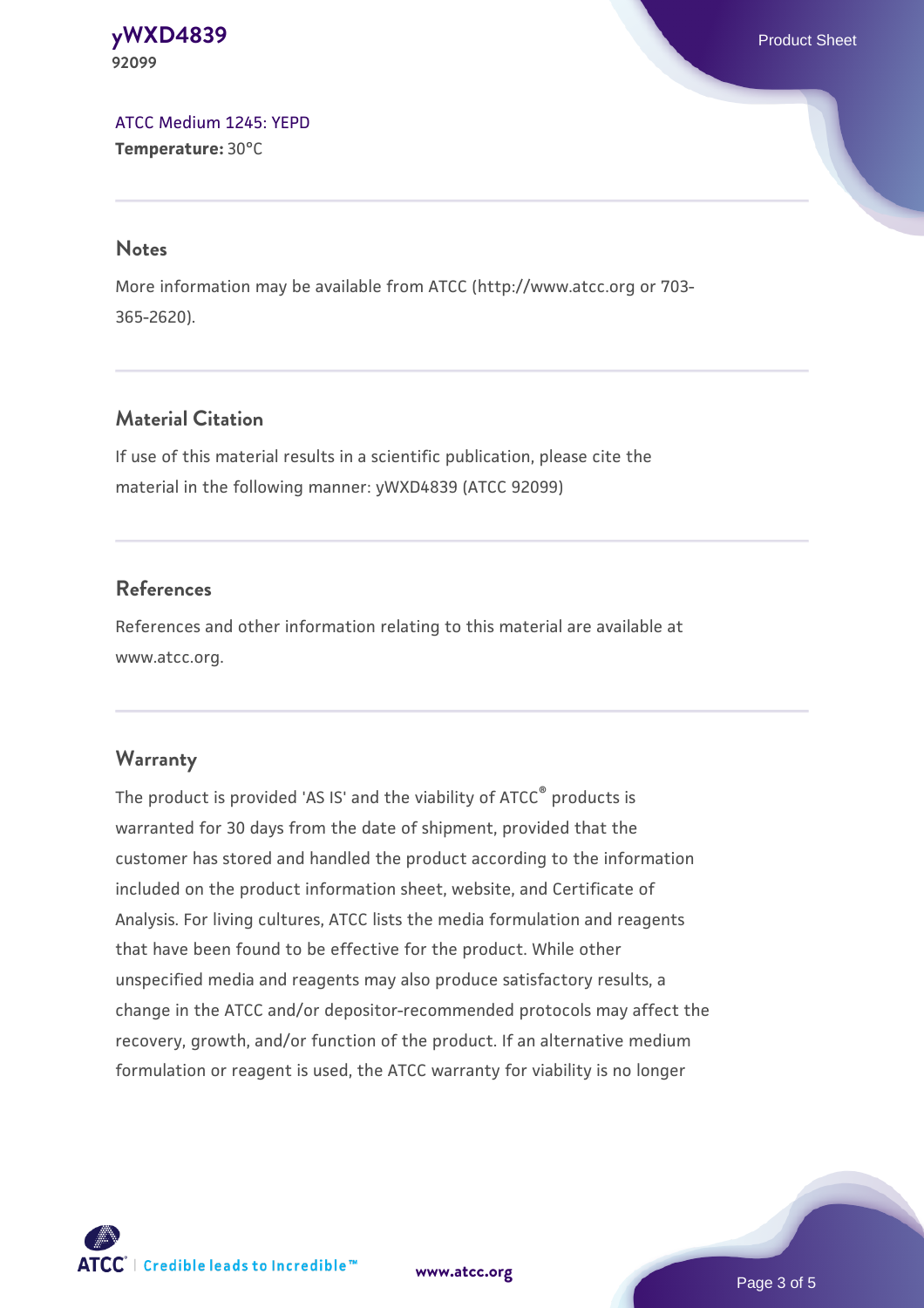[ATCC Medium 1245: YEPD](#)
**Temperature:** 30°C

## Notes

More information may be available from ATCC (http://www.atcc.org or 703-365-2620).

## Material Citation

If use of this material results in a scientific publication, please cite the material in the following manner: yWXD4839 (ATCC 92099)

## References

References and other information relating to this material are available at www.atcc.org.

## Warranty

The product is provided 'AS IS' and the viability of ATCC® products is warranted for 30 days from the date of shipment, provided that the customer has stored and handled the product according to the information included on the product information sheet, website, and Certificate of Analysis. For living cultures, ATCC lists the media formulation and reagents that have been found to be effective for the product. While other unspecified media and reagents may also produce satisfactory results, a change in the ATCC and/or depositor-recommended protocols may affect the recovery, growth, and/or function of the product. If an alternative medium formulation or reagent is used, the ATCC warranty for viability is no longer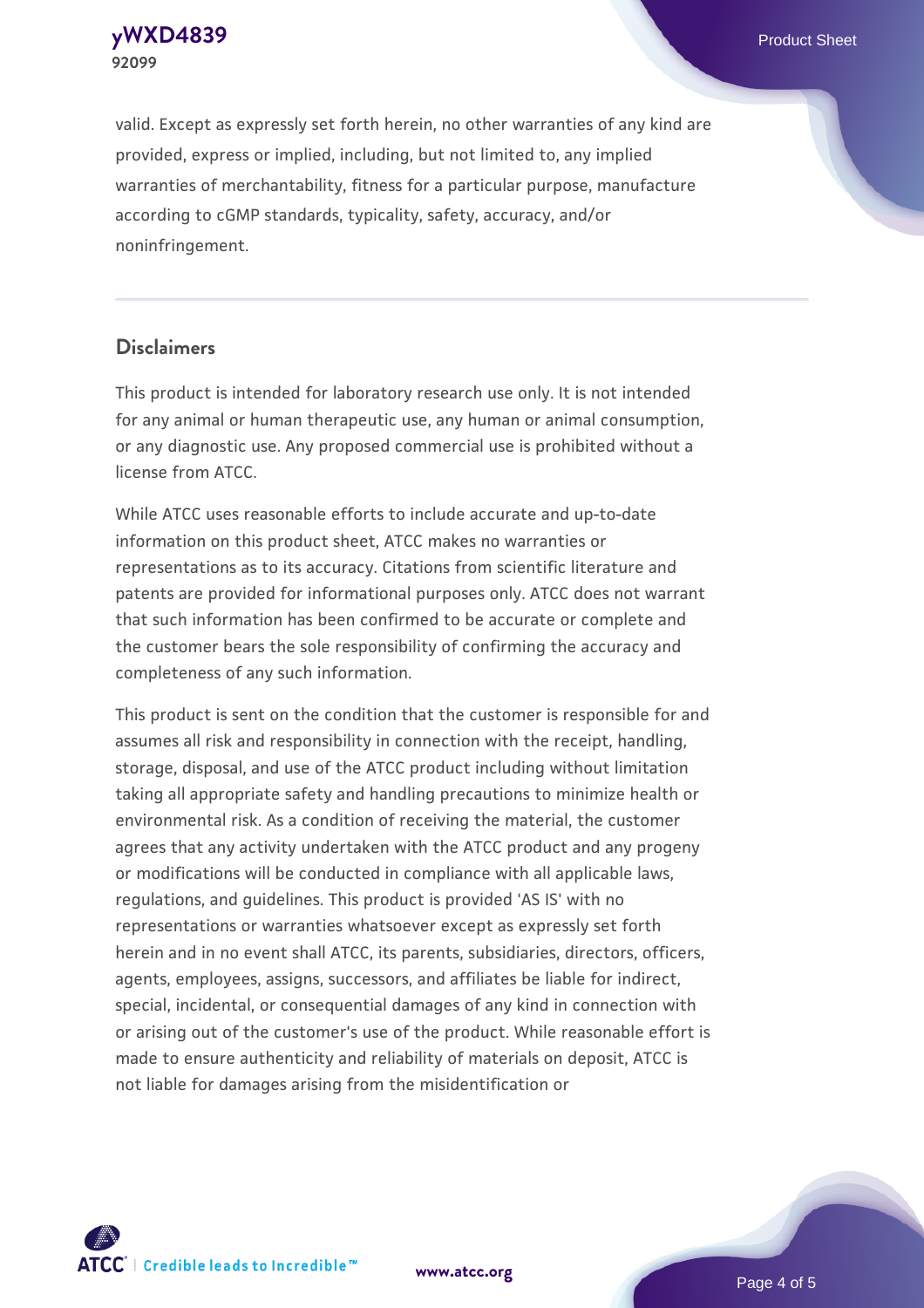valid. Except as expressly set forth herein, no other warranties of any kind are provided, express or implied, including, but not limited to, any implied warranties of merchantability, fitness for a particular purpose, manufacture according to cGMP standards, typicality, safety, accuracy, and/or noninfringement.

## Disclaimers

This product is intended for laboratory research use only. It is not intended for any animal or human therapeutic use, any human or animal consumption, or any diagnostic use. Any proposed commercial use is prohibited without a license from ATCC.

While ATCC uses reasonable efforts to include accurate and up-to-date information on this product sheet, ATCC makes no warranties or representations as to its accuracy. Citations from scientific literature and patents are provided for informational purposes only. ATCC does not warrant that such information has been confirmed to be accurate or complete and the customer bears the sole responsibility of confirming the accuracy and completeness of any such information.

This product is sent on the condition that the customer is responsible for and assumes all risk and responsibility in connection with the receipt, handling, storage, disposal, and use of the ATCC product including without limitation taking all appropriate safety and handling precautions to minimize health or environmental risk. As a condition of receiving the material, the customer agrees that any activity undertaken with the ATCC product and any progeny or modifications will be conducted in compliance with all applicable laws, regulations, and guidelines. This product is provided 'AS IS' with no representations or warranties whatsoever except as expressly set forth herein and in no event shall ATCC, its parents, subsidiaries, directors, officers, agents, employees, assigns, successors, and affiliates be liable for indirect, special, incidental, or consequential damages of any kind in connection with or arising out of the customer's use of the product. While reasonable effort is made to ensure authenticity and reliability of materials on deposit, ATCC is not liable for damages arising from the misidentification or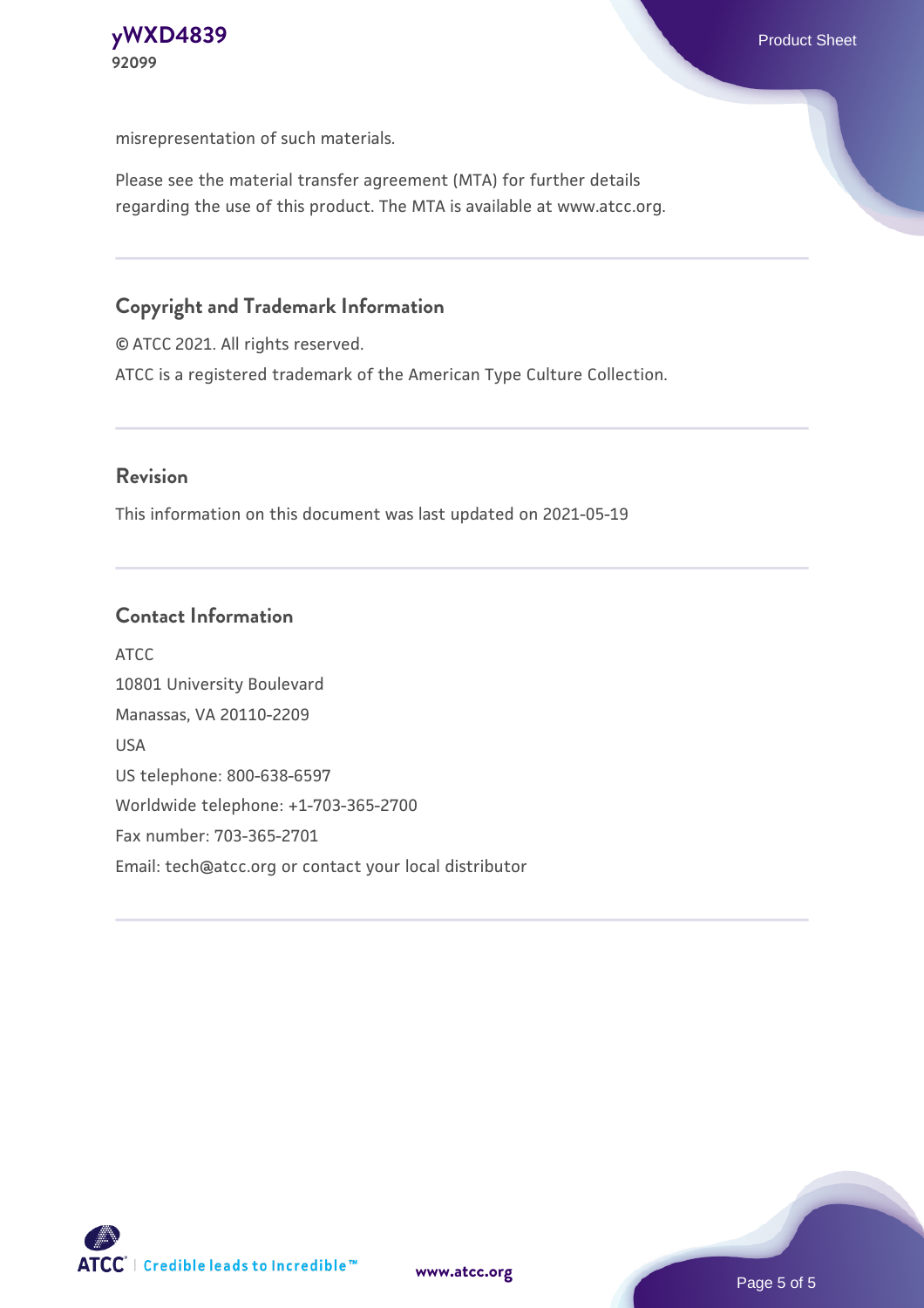misrepresentation of such materials.

Please see the material transfer agreement (MTA) for further details regarding the use of this product. The MTA is available at www.atcc.org.

## Copyright and Trademark Information

© ATCC 2021. All rights reserved.

ATCC is a registered trademark of the American Type Culture Collection.

## Revision

This information on this document was last updated on 2021-05-19

## Contact Information

ATCC
10801 University Boulevard
Manassas, VA 20110-2209
USA
US telephone: 800-638-6597
Worldwide telephone: +1-703-365-2700
Fax number: 703-365-2701
Email: tech@atcc.org or contact your local distributor